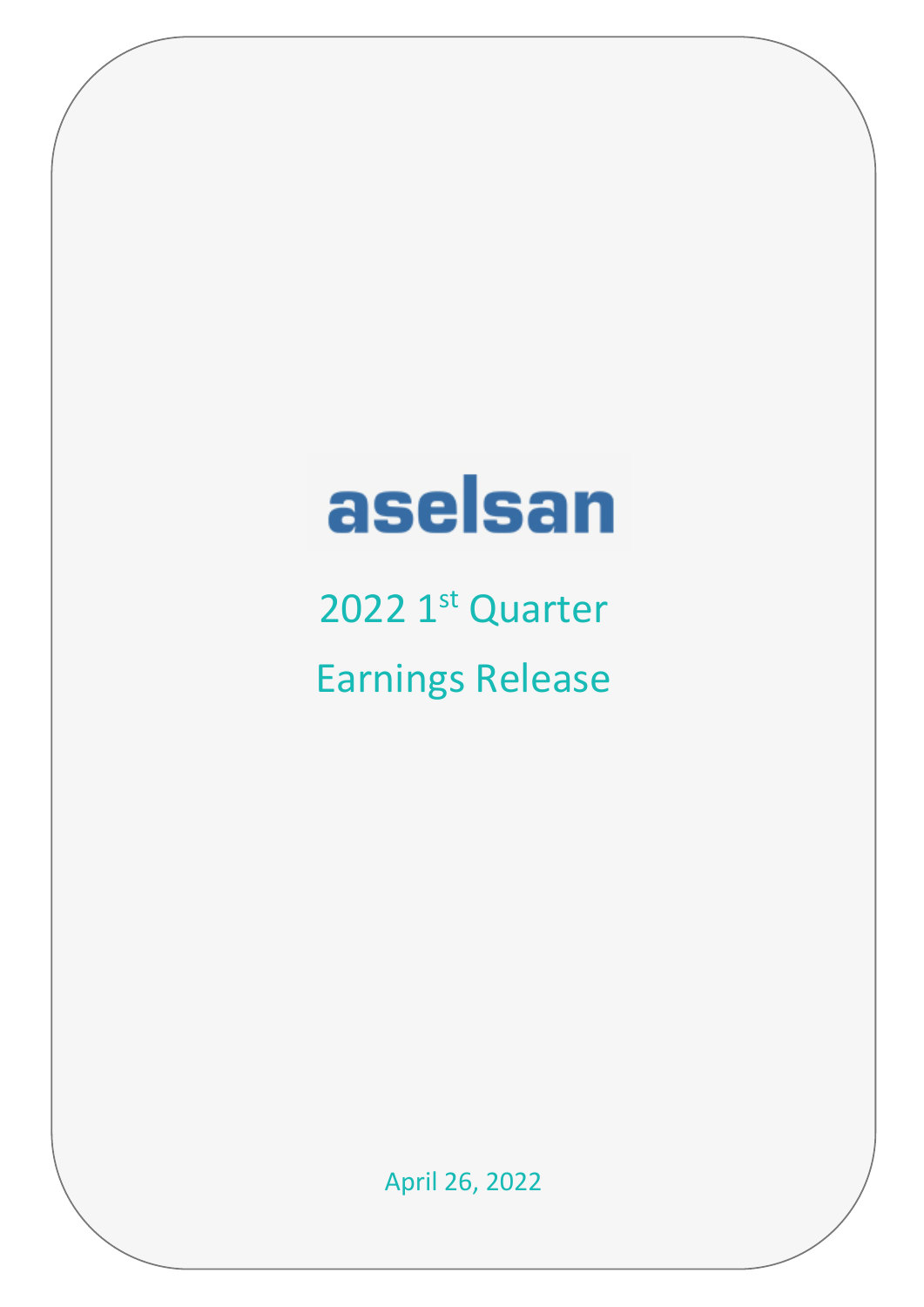# aselsan

## 2022 1st Quarter

## Earnings Release

April 26, 2022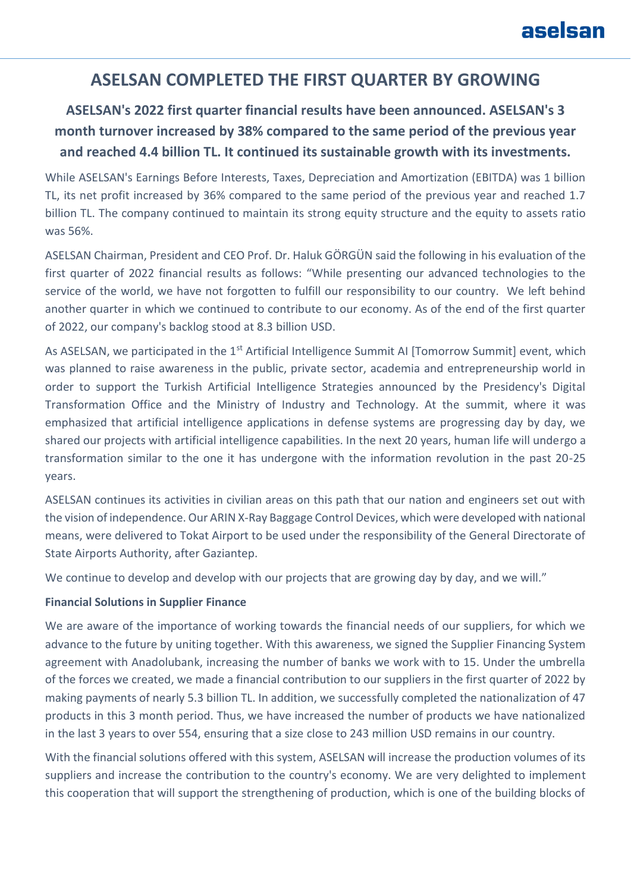# ASELSAN COMPLETED THE FIRST QUARTER BY GROWING

## ASELSAN's 2022 first quarter financial results have been announced. ASELSAN's 3 month turnover increased by 38% compared to the same period of the previous year and reached 4.4 billion TL. It continued its sustainable growth with its investments.

While ASELSAN's Earnings Before Interests, Taxes, Depreciation and Amortization (EBITDA) was 1 billion TL, its net profit increased by 36% compared to the same period of the previous year and reached 1.7 billion TL. The company continued to maintain its strong equity structure and the equity to assets ratio was 56%.

ASELSAN Chairman, President and CEO Prof. Dr. Haluk GÖRGÜN said the following in his evaluation of the first quarter of 2022 financial results as follows: "While presenting our advanced technologies to the service of the world, we have not forgotten to fulfill our responsibility to our country. We left behind another quarter in which we continued to contribute to our economy. As of the end of the first quarter of 2022, our company's backlog stood at 8.3 billion USD.

As ASELSAN, we participated in the 1st Artificial Intelligence Summit AI [Tomorrow Summit] event, which was planned to raise awareness in the public, private sector, academia and entrepreneurship world in order to support the Turkish Artificial Intelligence Strategies announced by the Presidency's Digital Transformation Office and the Ministry of Industry and Technology. At the summit, where it was emphasized that artificial intelligence applications in defense systems are progressing day by day, we shared our projects with artificial intelligence capabilities. In the next 20 years, human life will undergo a transformation similar to the one it has undergone with the information revolution in the past 20-25 years.

ASELSAN continues its activities in civilian areas on this path that our nation and engineers set out with the vision of independence. Our ARIN X-Ray Baggage Control Devices, which were developed with national means, were delivered to Tokat Airport to be used under the responsibility of the General Directorate of State Airports Authority, after Gaziantep.

We continue to develop and develop with our projects that are growing day by day, and we will."

**Financial Solutions in Supplier Finance**

We are aware of the importance of working towards the financial needs of our suppliers, for which we advance to the future by uniting together. With this awareness, we signed the Supplier Financing System agreement with Anadolubank, increasing the number of banks we work with to 15. Under the umbrella of the forces we created, we made a financial contribution to our suppliers in the first quarter of 2022 by making payments of nearly 5.3 billion TL. In addition, we successfully completed the nationalization of 47 products in this 3 month period. Thus, we have increased the number of products we have nationalized in the last 3 years to over 554, ensuring that a size close to 243 million USD remains in our country.

With the financial solutions offered with this system, ASELSAN will increase the production volumes of its suppliers and increase the contribution to the country's economy. We are very delighted to implement this cooperation that will support the strengthening of production, which is one of the building blocks of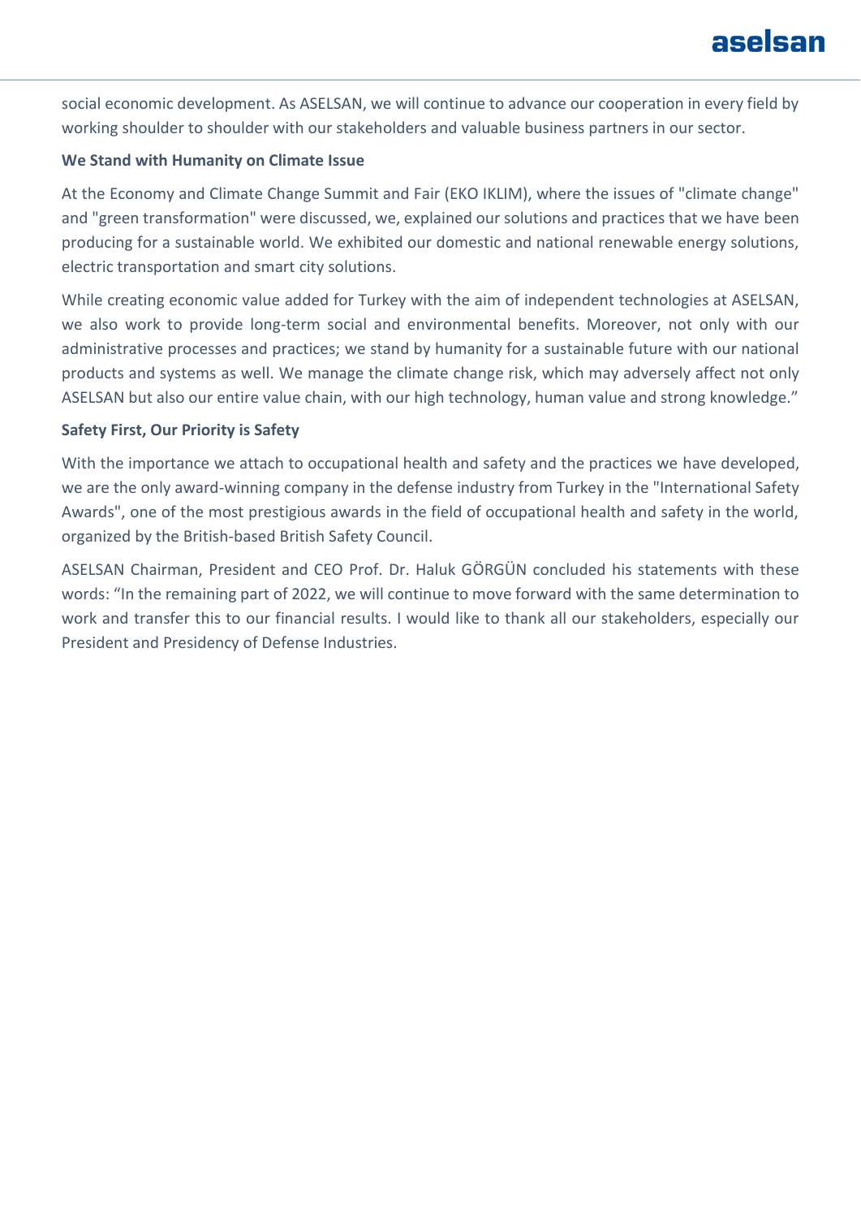social economic development. As ASELSAN, we will continue to advance our cooperation in every field by working shoulder to shoulder with our stakeholders and valuable business partners in our sector.

**We Stand with Humanity on Climate Issue**

At the Economy and Climate Change Summit and Fair (EKO IKLIM), where the issues of "climate change" and "green transformation" were discussed, we, explained our solutions and practices that we have been producing for a sustainable world. We exhibited our domestic and national renewable energy solutions, electric transportation and smart city solutions.

While creating economic value added for Turkey with the aim of independent technologies at ASELSAN, we also work to provide long-term social and environmental benefits. Moreover, not only with our administrative processes and practices; we stand by humanity for a sustainable future with our national products and systems as well. We manage the climate change risk, which may adversely affect not only ASELSAN but also our entire value chain, with our high technology, human value and strong knowledge."

**Safety First, Our Priority is Safety**

With the importance we attach to occupational health and safety and the practices we have developed, we are the only award-winning company in the defense industry from Turkey in the "International Safety Awards", one of the most prestigious awards in the field of occupational health and safety in the world, organized by the British-based British Safety Council.

ASELSAN Chairman, President and CEO Prof. Dr. Haluk GÖRGÜN concluded his statements with these words: "In the remaining part of 2022, we will continue to move forward with the same determination to work and transfer this to our financial results. I would like to thank all our stakeholders, especially our President and Presidency of Defense Industries.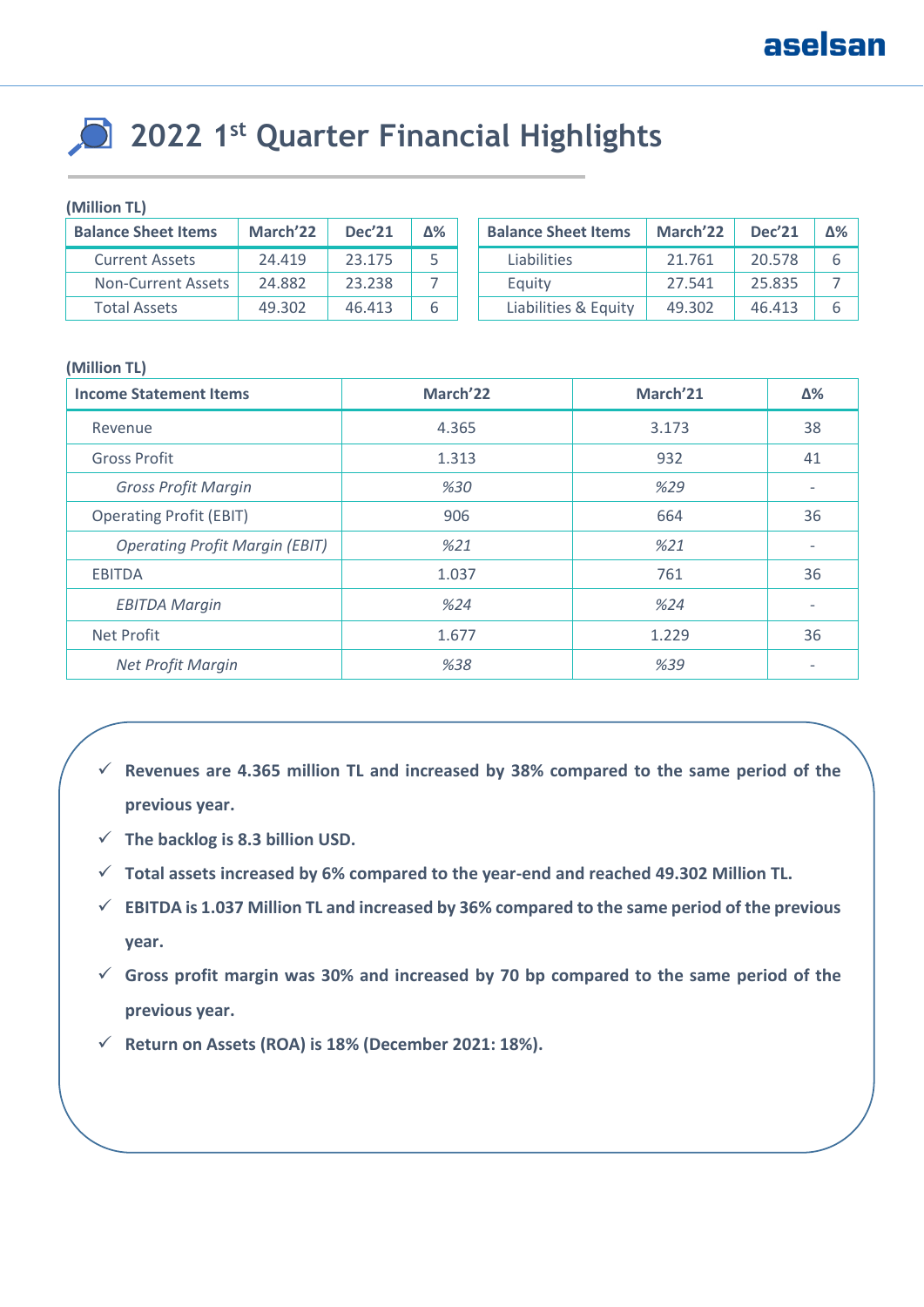# 2022 1st Quarter Financial Highlights

**(Million TL)**

| Balance Sheet Items | March'22 | Dec'21 | Δ% |
|---|---|---|---|
| Current Assets | 24.419 | 23.175 | 5 |
| Non-Current Assets | 24.882 | 23.238 | 7 |
| Total Assets | 49.302 | 46.413 | 6 |

| Balance Sheet Items | March'22 | Dec'21 | Δ% |
|---|---|---|---|
| Liabilities | 21.761 | 20.578 | 6 |
| Equity | 27.541 | 25.835 | 7 |
| Liabilities & Equity | 49.302 | 46.413 | 6 |

**(Million TL)**

| Income Statement Items | March'22 | March'21 | Δ% |
|---|---|---|---|
| Revenue | 4.365 | 3.173 | 38 |
| Gross Profit | 1.313 | 932 | 41 |
| *Gross Profit Margin* | *%30* | *%29* | - |
| Operating Profit (EBIT) | 906 | 664 | 36 |
| *Operating Profit Margin (EBIT)* | *%21* | *%21* | - |
| EBITDA | 1.037 | 761 | 36 |
| *EBITDA Margin* | *%24* | *%24* | - |
| Net Profit | 1.677 | 1.229 | 36 |
| *Net Profit Margin* | *%38* | *%39* | - |

- ✓ **Revenues are 4.365 million TL and increased by 38% compared to the same period of the previous year.**
- ✓ **The backlog is 8.3 billion USD.**
- ✓ **Total assets increased by 6% compared to the year-end and reached 49.302 Million TL.**
- ✓ **EBITDA is 1.037 Million TL and increased by 36% compared to the same period of the previous year.**
- ✓ **Gross profit margin was 30% and increased by 70 bp compared to the same period of the previous year.**
- ✓ **Return on Assets (ROA) is 18% (December 2021: 18%).**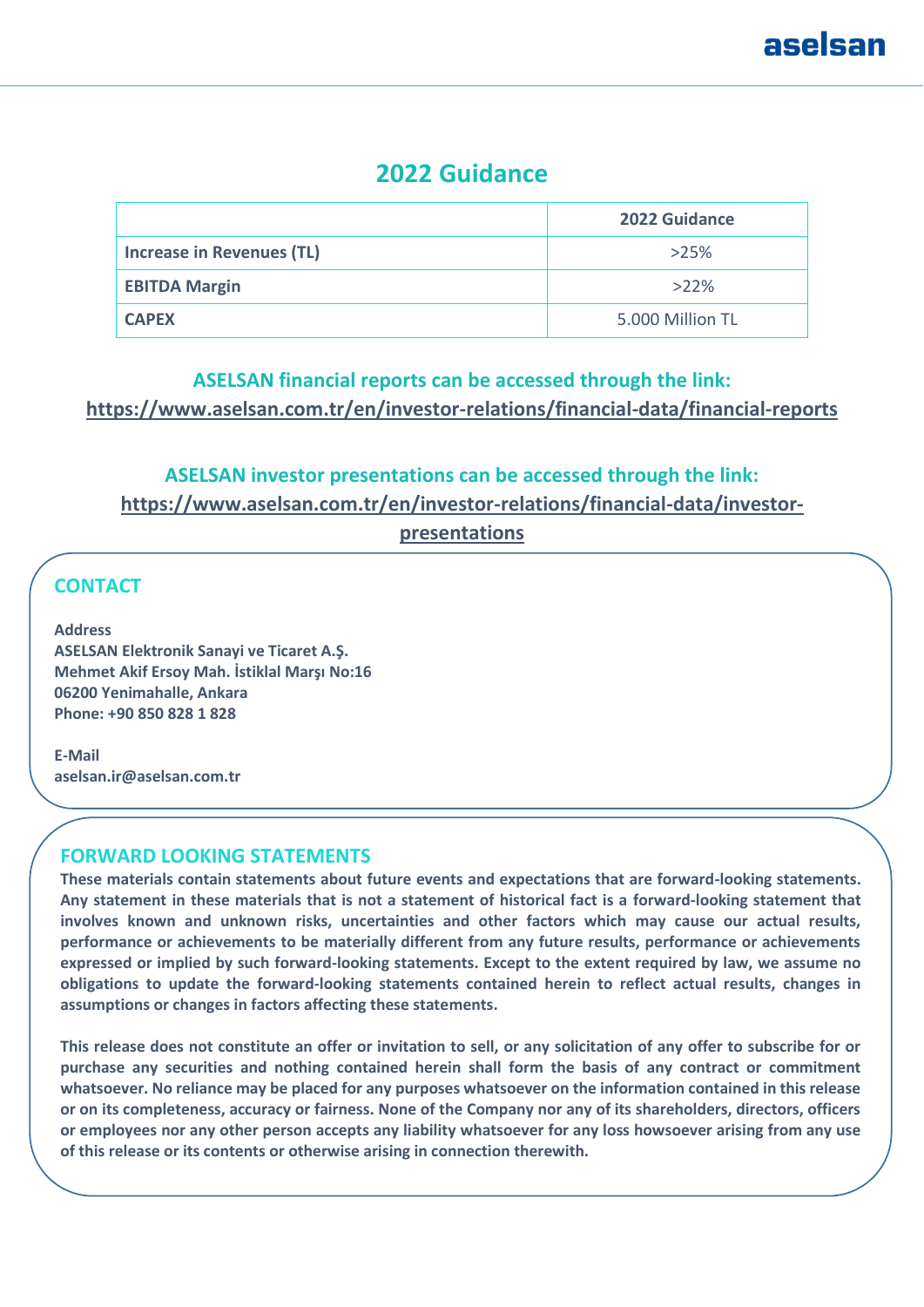## 2022 Guidance

| | 2022 Guidance |
|---|---|
| **Increase in Revenues (TL)** | >25% |
| **EBITDA Margin** | >22% |
| **CAPEX** | 5.000 Million TL |

**ASELSAN financial reports can be accessed through the link:**
**https://www.aselsan.com.tr/en/investor-relations/financial-data/financial-reports**

**ASELSAN investor presentations can be accessed through the link:**
**https://www.aselsan.com.tr/en/investor-relations/financial-data/investor-presentations**

### CONTACT

**Address**
**ASELSAN Elektronik Sanayi ve Ticaret A.Ş.**
**Mehmet Akif Ersoy Mah. İstiklal Marşı No:16**
**06200 Yenimahalle, Ankara**
**Phone: +90 850 828 1 828**

**E-Mail**
**aselsan.ir@aselsan.com.tr**

### FORWARD LOOKING STATEMENTS

**These materials contain statements about future events and expectations that are forward-looking statements. Any statement in these materials that is not a statement of historical fact is a forward-looking statement that involves known and unknown risks, uncertainties and other factors which may cause our actual results, performance or achievements to be materially different from any future results, performance or achievements expressed or implied by such forward-looking statements. Except to the extent required by law, we assume no obligations to update the forward-looking statements contained herein to reflect actual results, changes in assumptions or changes in factors affecting these statements.**

**This release does not constitute an offer or invitation to sell, or any solicitation of any offer to subscribe for or purchase any securities and nothing contained herein shall form the basis of any contract or commitment whatsoever. No reliance may be placed for any purposes whatsoever on the information contained in this release or on its completeness, accuracy or fairness. None of the Company nor any of its shareholders, directors, officers or employees nor any other person accepts any liability whatsoever for any loss howsoever arising from any use of this release or its contents or otherwise arising in connection therewith.**